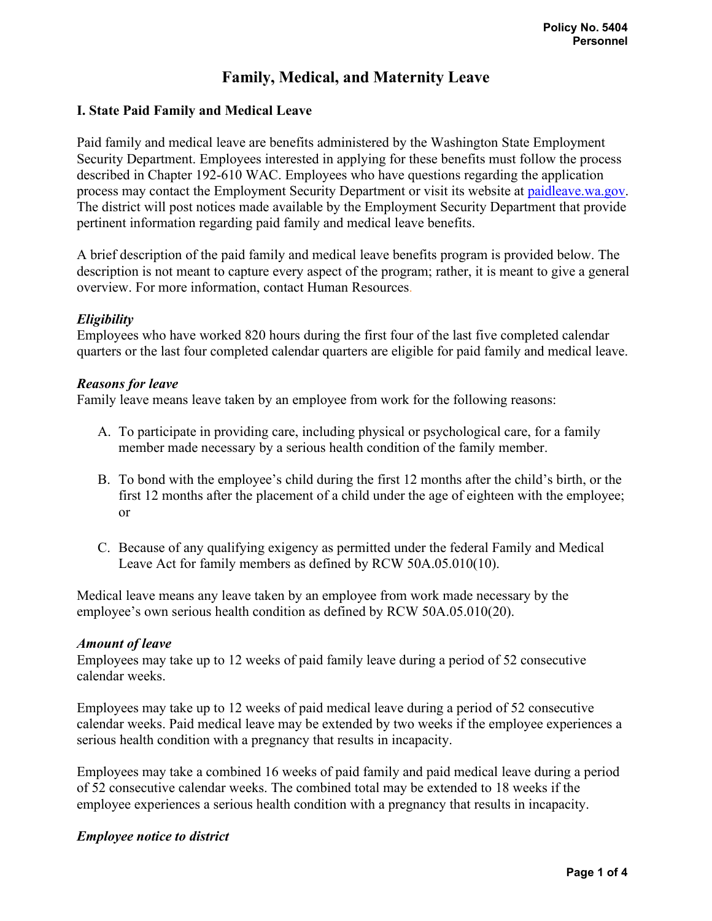Policy No. 5404
Personnel

# Family, Medical, and Maternity Leave

## I. State Paid Family and Medical Leave

Paid family and medical leave are benefits administered by the Washington State Employment Security Department. Employees interested in applying for these benefits must follow the process described in Chapter 192-610 WAC. Employees who have questions regarding the application process may contact the Employment Security Department or visit its website at [paidleave.wa.gov](paidleave.wa.gov). The district will post notices made available by the Employment Security Department that provide pertinent information regarding paid family and medical leave benefits.

A brief description of the paid family and medical leave benefits program is provided below. The description is not meant to capture every aspect of the program; rather, it is meant to give a general overview. For more information, contact Human Resources.

### *Eligibility*

Employees who have worked 820 hours during the first four of the last five completed calendar quarters or the last four completed calendar quarters are eligible for paid family and medical leave.

### *Reasons for leave*

Family leave means leave taken by an employee from work for the following reasons:

A. To participate in providing care, including physical or psychological care, for a family member made necessary by a serious health condition of the family member.

B. To bond with the employee's child during the first 12 months after the child's birth, or the first 12 months after the placement of a child under the age of eighteen with the employee; or

C. Because of any qualifying exigency as permitted under the federal Family and Medical Leave Act for family members as defined by RCW 50A.05.010(10).

Medical leave means any leave taken by an employee from work made necessary by the employee's own serious health condition as defined by RCW 50A.05.010(20).

### *Amount of leave*

Employees may take up to 12 weeks of paid family leave during a period of 52 consecutive calendar weeks.

Employees may take up to 12 weeks of paid medical leave during a period of 52 consecutive calendar weeks. Paid medical leave may be extended by two weeks if the employee experiences a serious health condition with a pregnancy that results in incapacity.

Employees may take a combined 16 weeks of paid family and paid medical leave during a period of 52 consecutive calendar weeks. The combined total may be extended to 18 weeks if the employee experiences a serious health condition with a pregnancy that results in incapacity.

### *Employee notice to district*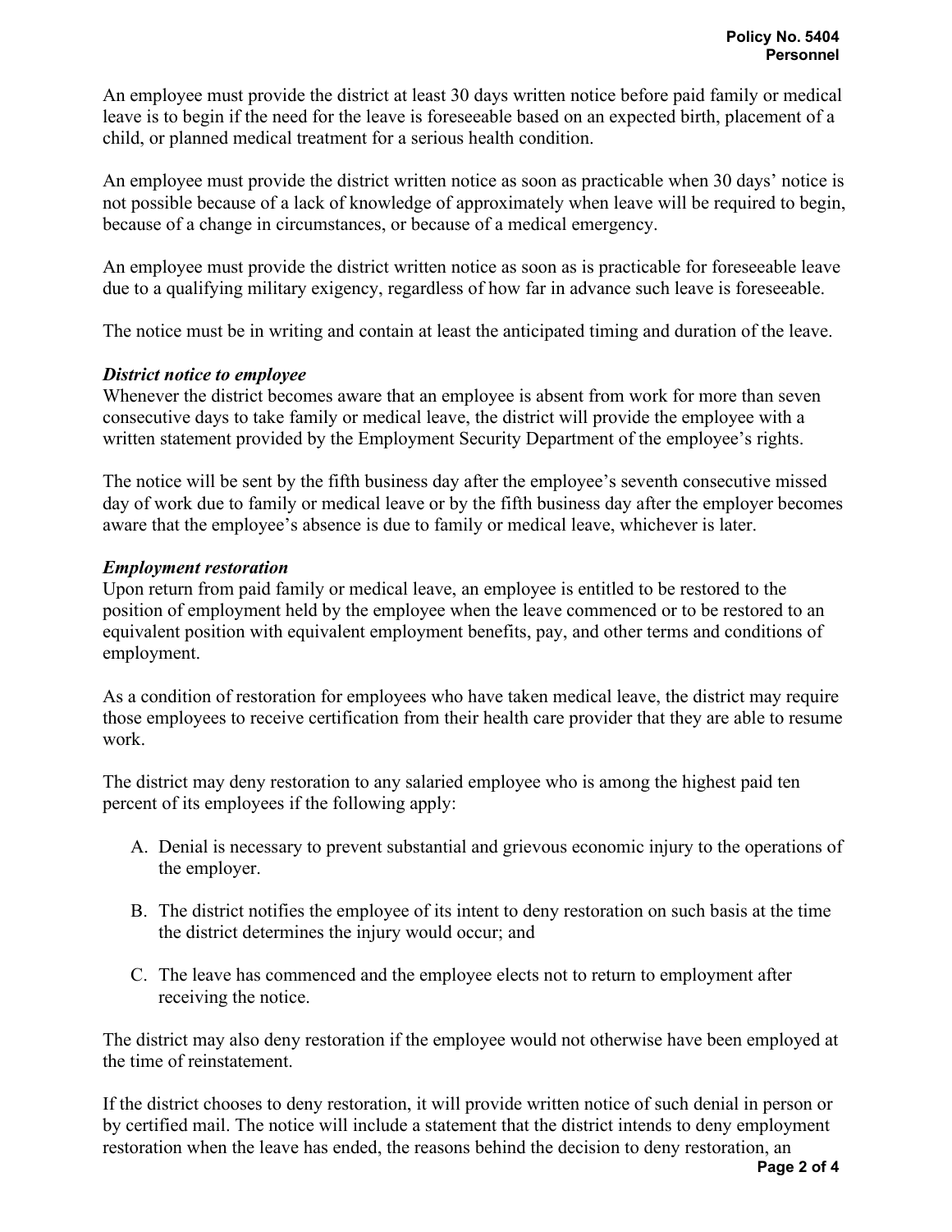An employee must provide the district at least 30 days written notice before paid family or medical leave is to begin if the need for the leave is foreseeable based on an expected birth, placement of a child, or planned medical treatment for a serious health condition.

An employee must provide the district written notice as soon as practicable when 30 days' notice is not possible because of a lack of knowledge of approximately when leave will be required to begin, because of a change in circumstances, or because of a medical emergency.

An employee must provide the district written notice as soon as is practicable for foreseeable leave due to a qualifying military exigency, regardless of how far in advance such leave is foreseeable.

The notice must be in writing and contain at least the anticipated timing and duration of the leave.

***District notice to employee***

Whenever the district becomes aware that an employee is absent from work for more than seven consecutive days to take family or medical leave, the district will provide the employee with a written statement provided by the Employment Security Department of the employee's rights.

The notice will be sent by the fifth business day after the employee's seventh consecutive missed day of work due to family or medical leave or by the fifth business day after the employer becomes aware that the employee's absence is due to family or medical leave, whichever is later.

***Employment restoration***

Upon return from paid family or medical leave, an employee is entitled to be restored to the position of employment held by the employee when the leave commenced or to be restored to an equivalent position with equivalent employment benefits, pay, and other terms and conditions of employment.

As a condition of restoration for employees who have taken medical leave, the district may require those employees to receive certification from their health care provider that they are able to resume work.

The district may deny restoration to any salaried employee who is among the highest paid ten percent of its employees if the following apply:

A. Denial is necessary to prevent substantial and grievous economic injury to the operations of the employer.

B. The district notifies the employee of its intent to deny restoration on such basis at the time the district determines the injury would occur; and

C. The leave has commenced and the employee elects not to return to employment after receiving the notice.

The district may also deny restoration if the employee would not otherwise have been employed at the time of reinstatement.

If the district chooses to deny restoration, it will provide written notice of such denial in person or by certified mail. The notice will include a statement that the district intends to deny employment restoration when the leave has ended, the reasons behind the decision to deny restoration, an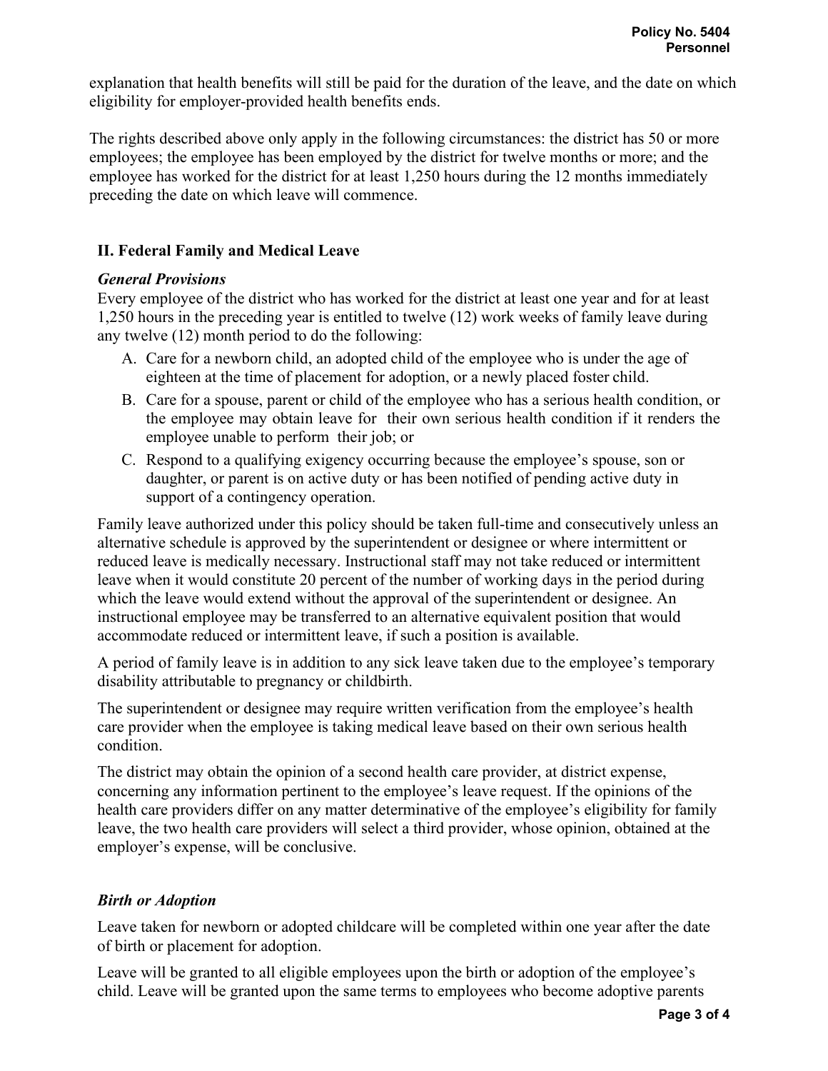explanation that health benefits will still be paid for the duration of the leave, and the date on which eligibility for employer-provided health benefits ends.

The rights described above only apply in the following circumstances: the district has 50 or more employees; the employee has been employed by the district for twelve months or more; and the employee has worked for the district for at least 1,250 hours during the 12 months immediately preceding the date on which leave will commence.

## II. Federal Family and Medical Leave

### *General Provisions*

Every employee of the district who has worked for the district at least one year and for at least 1,250 hours in the preceding year is entitled to twelve (12) work weeks of family leave during any twelve (12) month period to do the following:

A. Care for a newborn child, an adopted child of the employee who is under the age of eighteen at the time of placement for adoption, or a newly placed foster child.
B. Care for a spouse, parent or child of the employee who has a serious health condition, or the employee may obtain leave for their own serious health condition if it renders the employee unable to perform their job; or
C. Respond to a qualifying exigency occurring because the employee's spouse, son or daughter, or parent is on active duty or has been notified of pending active duty in support of a contingency operation.

Family leave authorized under this policy should be taken full-time and consecutively unless an alternative schedule is approved by the superintendent or designee or where intermittent or reduced leave is medically necessary. Instructional staff may not take reduced or intermittent leave when it would constitute 20 percent of the number of working days in the period during which the leave would extend without the approval of the superintendent or designee. An instructional employee may be transferred to an alternative equivalent position that would accommodate reduced or intermittent leave, if such a position is available.

A period of family leave is in addition to any sick leave taken due to the employee's temporary disability attributable to pregnancy or childbirth.

The superintendent or designee may require written verification from the employee's health care provider when the employee is taking medical leave based on their own serious health condition.

The district may obtain the opinion of a second health care provider, at district expense, concerning any information pertinent to the employee's leave request. If the opinions of the health care providers differ on any matter determinative of the employee's eligibility for family leave, the two health care providers will select a third provider, whose opinion, obtained at the employer's expense, will be conclusive.

### *Birth or Adoption*

Leave taken for newborn or adopted childcare will be completed within one year after the date of birth or placement for adoption.

Leave will be granted to all eligible employees upon the birth or adoption of the employee's child. Leave will be granted upon the same terms to employees who become adoptive parents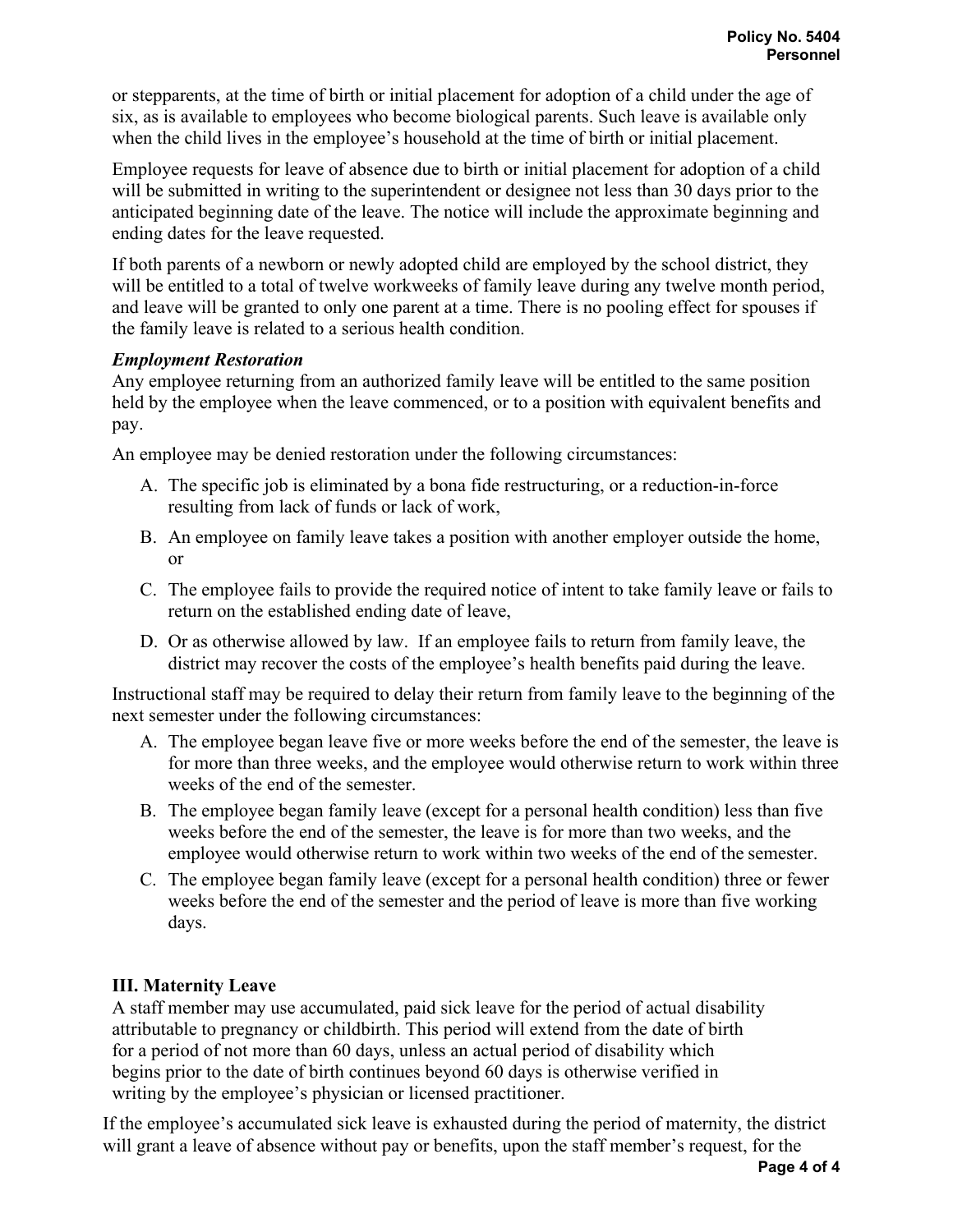or stepparents, at the time of birth or initial placement for adoption of a child under the age of six, as is available to employees who become biological parents. Such leave is available only when the child lives in the employee's household at the time of birth or initial placement.

Employee requests for leave of absence due to birth or initial placement for adoption of a child will be submitted in writing to the superintendent or designee not less than 30 days prior to the anticipated beginning date of the leave. The notice will include the approximate beginning and ending dates for the leave requested.

If both parents of a newborn or newly adopted child are employed by the school district, they will be entitled to a total of twelve workweeks of family leave during any twelve month period, and leave will be granted to only one parent at a time. There is no pooling effect for spouses if the family leave is related to a serious health condition.

***Employment Restoration***

Any employee returning from an authorized family leave will be entitled to the same position held by the employee when the leave commenced, or to a position with equivalent benefits and pay.

An employee may be denied restoration under the following circumstances:

A. The specific job is eliminated by a bona fide restructuring, or a reduction-in-force resulting from lack of funds or lack of work,
B. An employee on family leave takes a position with another employer outside the home, or
C. The employee fails to provide the required notice of intent to take family leave or fails to return on the established ending date of leave,
D. Or as otherwise allowed by law. If an employee fails to return from family leave, the district may recover the costs of the employee's health benefits paid during the leave.

Instructional staff may be required to delay their return from family leave to the beginning of the next semester under the following circumstances:

A. The employee began leave five or more weeks before the end of the semester, the leave is for more than three weeks, and the employee would otherwise return to work within three weeks of the end of the semester.
B. The employee began family leave (except for a personal health condition) less than five weeks before the end of the semester, the leave is for more than two weeks, and the employee would otherwise return to work within two weeks of the end of the semester.
C. The employee began family leave (except for a personal health condition) three or fewer weeks before the end of the semester and the period of leave is more than five working days.

## III. Maternity Leave

A staff member may use accumulated, paid sick leave for the period of actual disability attributable to pregnancy or childbirth. This period will extend from the date of birth for a period of not more than 60 days, unless an actual period of disability which begins prior to the date of birth continues beyond 60 days is otherwise verified in writing by the employee's physician or licensed practitioner.

If the employee's accumulated sick leave is exhausted during the period of maternity, the district will grant a leave of absence without pay or benefits, upon the staff member's request, for the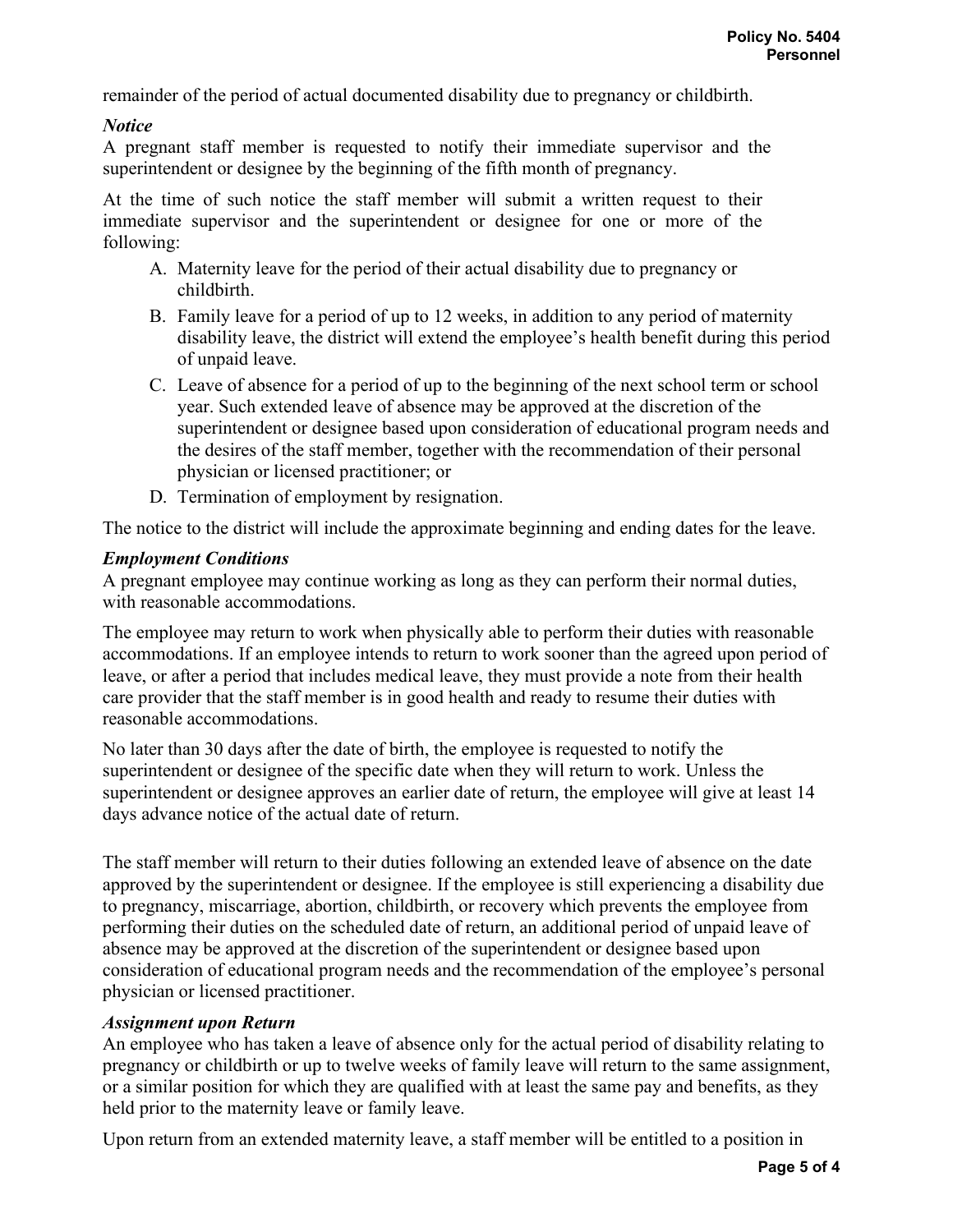remainder of the period of actual documented disability due to pregnancy or childbirth.

***Notice***

A pregnant staff member is requested to notify their immediate supervisor and the superintendent or designee by the beginning of the fifth month of pregnancy.

At the time of such notice the staff member will submit a written request to their immediate supervisor and the superintendent or designee for one or more of the following:

A. Maternity leave for the period of their actual disability due to pregnancy or childbirth.
B. Family leave for a period of up to 12 weeks, in addition to any period of maternity disability leave, the district will extend the employee's health benefit during this period of unpaid leave.
C. Leave of absence for a period of up to the beginning of the next school term or school year. Such extended leave of absence may be approved at the discretion of the superintendent or designee based upon consideration of educational program needs and the desires of the staff member, together with the recommendation of their personal physician or licensed practitioner; or
D. Termination of employment by resignation.

The notice to the district will include the approximate beginning and ending dates for the leave.

***Employment Conditions***

A pregnant employee may continue working as long as they can perform their normal duties, with reasonable accommodations.

The employee may return to work when physically able to perform their duties with reasonable accommodations. If an employee intends to return to work sooner than the agreed upon period of leave, or after a period that includes medical leave, they must provide a note from their health care provider that the staff member is in good health and ready to resume their duties with reasonable accommodations.

No later than 30 days after the date of birth, the employee is requested to notify the superintendent or designee of the specific date when they will return to work. Unless the superintendent or designee approves an earlier date of return, the employee will give at least 14 days advance notice of the actual date of return.

The staff member will return to their duties following an extended leave of absence on the date approved by the superintendent or designee. If the employee is still experiencing a disability due to pregnancy, miscarriage, abortion, childbirth, or recovery which prevents the employee from performing their duties on the scheduled date of return, an additional period of unpaid leave of absence may be approved at the discretion of the superintendent or designee based upon consideration of educational program needs and the recommendation of the employee's personal physician or licensed practitioner.

***Assignment upon Return***

An employee who has taken a leave of absence only for the actual period of disability relating to pregnancy or childbirth or up to twelve weeks of family leave will return to the same assignment, or a similar position for which they are qualified with at least the same pay and benefits, as they held prior to the maternity leave or family leave.

Upon return from an extended maternity leave, a staff member will be entitled to a position in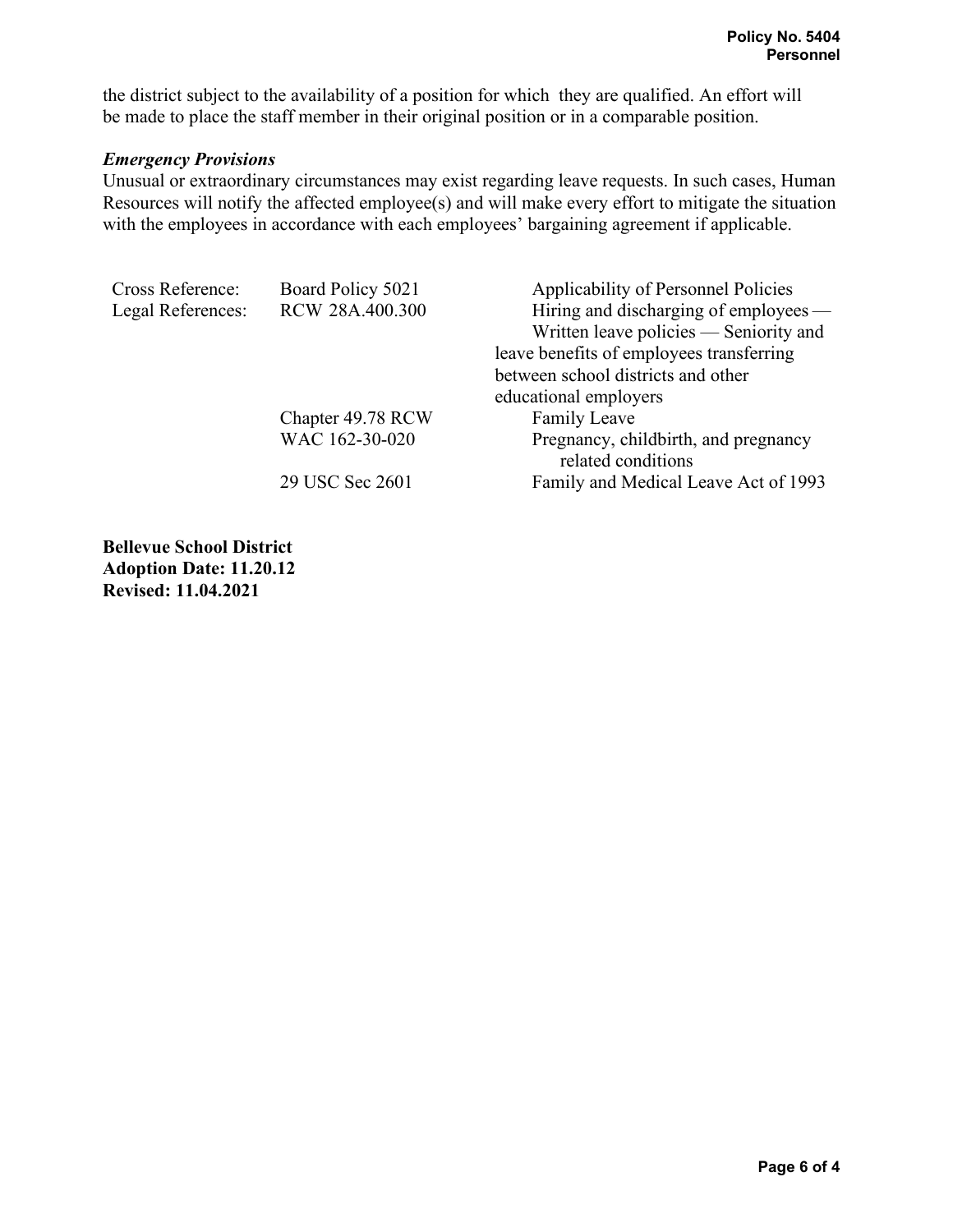the district subject to the availability of a position for which they are qualified. An effort will be made to place the staff member in their original position or in a comparable position.

***Emergency Provisions***

Unusual or extraordinary circumstances may exist regarding leave requests. In such cases, Human Resources will notify the affected employee(s) and will make every effort to mitigate the situation with the employees in accordance with each employees' bargaining agreement if applicable.

| | | |
|---|---|---|
| Cross Reference: | Board Policy 5021 | Applicability of Personnel Policies |
| Legal References: | RCW 28A.400.300 | Hiring and discharging of employees — Written leave policies — Seniority and leave benefits of employees transferring between school districts and other educational employers |
| | Chapter 49.78 RCW | Family Leave |
| | WAC 162-30-020 | Pregnancy, childbirth, and pregnancy related conditions |
| | 29 USC Sec 2601 | Family and Medical Leave Act of 1993 |

**Bellevue School District**
**Adoption Date: 11.20.12**
**Revised: 11.04.2021**